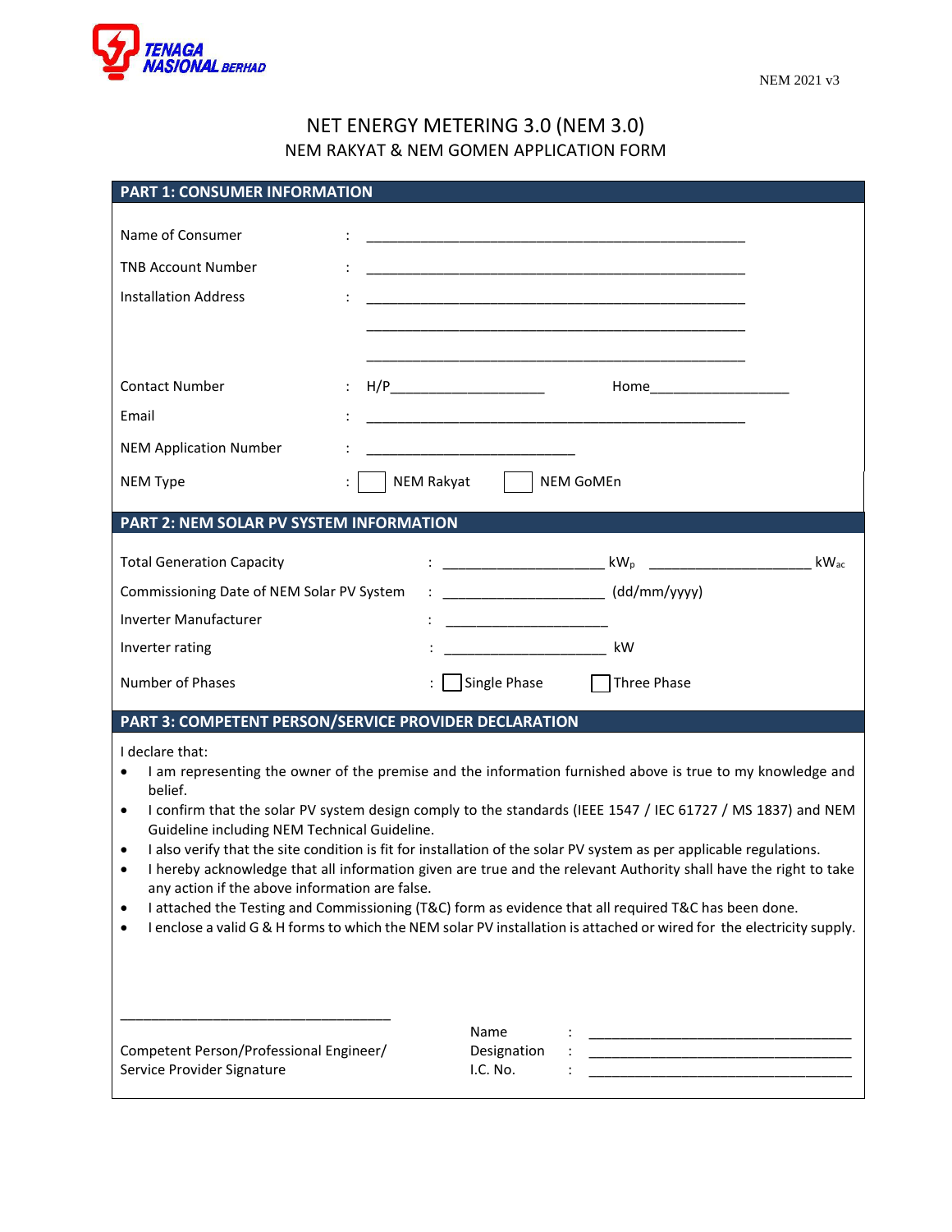TENAGA NASIONAL BERHAD

NEM 2021 v3

# NET ENERGY METERING 3.0 (NEM 3.0)

## NEM RAKYAT & NEM GOMEN APPLICATION FORM

### PART 1: CONSUMER INFORMATION

Name of Consumer : ______________________________________________

TNB Account Number : ______________________________________________

Installation Address : ______________________________________________

______________________________________________

______________________________________________

Contact Number : H/P____________________ Home__________________

Email : ______________________________________________

NEM Application Number : ___________________________

NEM Type : ☐ NEM Rakyat ☐ NEM GoMEn

### PART 2: NEM SOLAR PV SYSTEM INFORMATION

Total Generation Capacity : ____________________ $kW_p$ ____________________ $kW_{ac}$

Commissioning Date of NEM Solar PV System : ____________________ (dd/mm/yyyy)

Inverter Manufacturer : ____________________

Inverter rating : ____________________ kW

Number of Phases : ☐ Single Phase ☐ Three Phase

### PART 3: COMPETENT PERSON/SERVICE PROVIDER DECLARATION

I declare that:

- I am representing the owner of the premise and the information furnished above is true to my knowledge and belief.
- I confirm that the solar PV system design comply to the standards (IEEE 1547 / IEC 61727 / MS 1837) and NEM Guideline including NEM Technical Guideline.
- I also verify that the site condition is fit for installation of the solar PV system as per applicable regulations.
- I hereby acknowledge that all information given are true and the relevant Authority shall have the right to take any action if the above information are false.
- I attached the Testing and Commissioning (T&C) form as evidence that all required T&C has been done.
- I enclose a valid G & H forms to which the NEM solar PV installation is attached or wired for the electricity supply.

__________________________________

Competent Person/Professional Engineer/
Service Provider Signature

Name : __________________________________

Designation : __________________________________

I.C. No. : __________________________________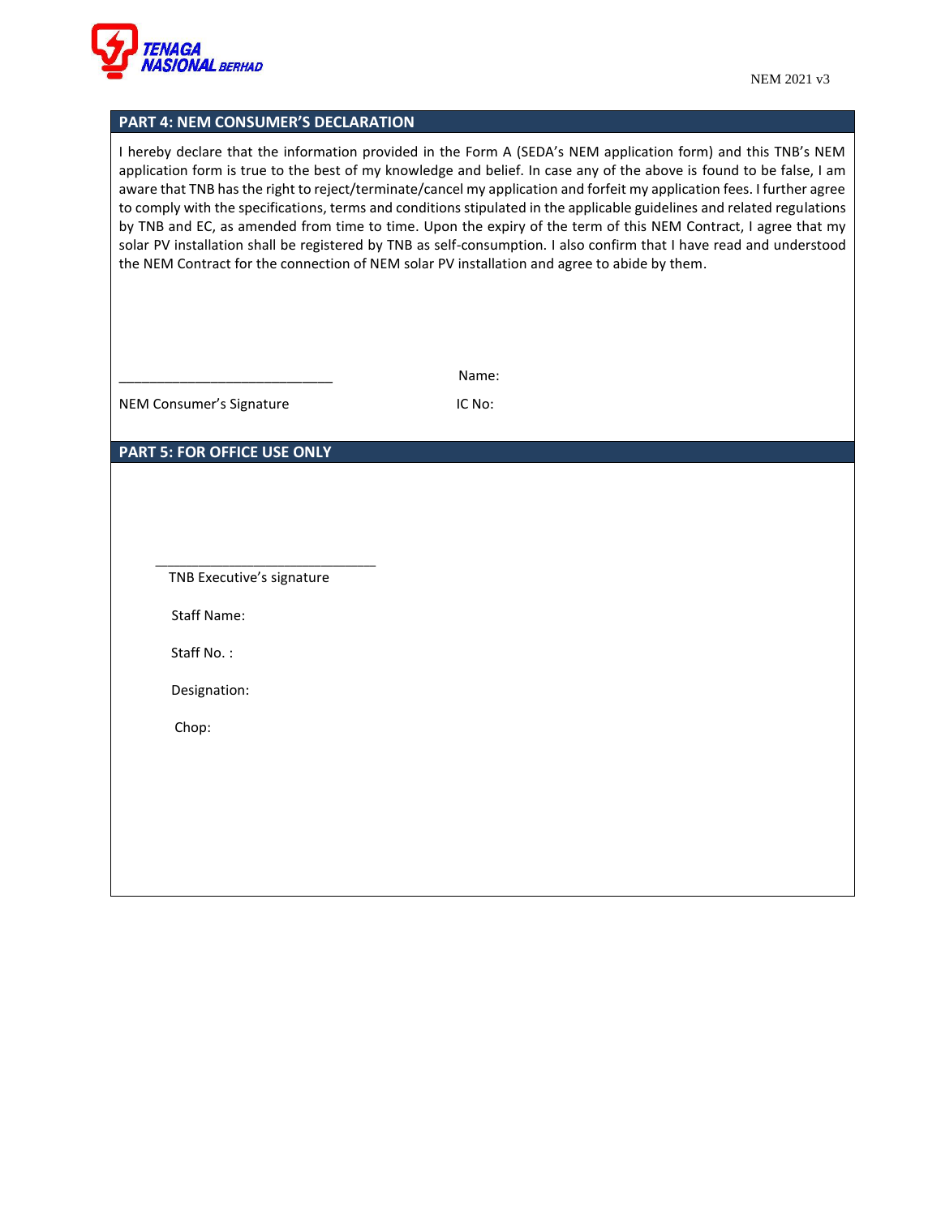## PART 4: NEM CONSUMER'S DECLARATION

I hereby declare that the information provided in the Form A (SEDA's NEM application form) and this TNB's NEM application form is true to the best of my knowledge and belief. In case any of the above is found to be false, I am aware that TNB has the right to reject/terminate/cancel my application and forfeit my application fees. I further agree to comply with the specifications, terms and conditions stipulated in the applicable guidelines and related regulations by TNB and EC, as amended from time to time. Upon the expiry of the term of this NEM Contract, I agree that my solar PV installation shall be registered by TNB as self-consumption. I also confirm that I have read and understood the NEM Contract for the connection of NEM solar PV installation and agree to abide by them.

_____________________________ Name:

NEM Consumer's Signature IC No:

## PART 5: FOR OFFICE USE ONLY

_____________________________

TNB Executive's signature

Staff Name:

Staff No. :

Designation:

Chop: